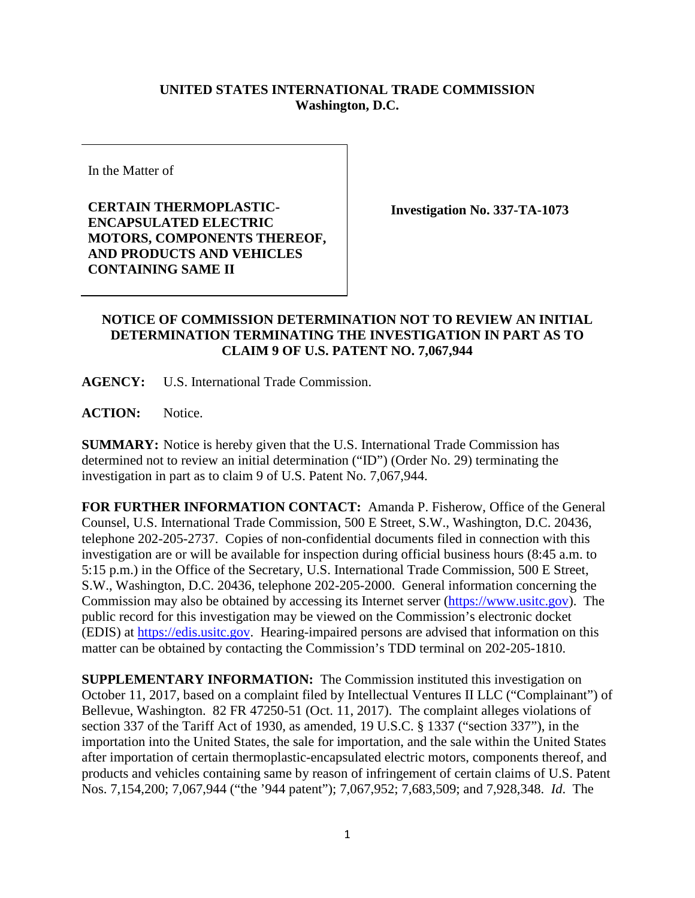**UNITED STATES INTERNATIONAL TRADE COMMISSION**
**Washington, D.C.**

In the Matter of

**CERTAIN THERMOPLASTIC-ENCAPSULATED ELECTRIC MOTORS, COMPONENTS THEREOF, AND PRODUCTS AND VEHICLES CONTAINING SAME II**

**Investigation No. 337-TA-1073**

**NOTICE OF COMMISSION DETERMINATION NOT TO REVIEW AN INITIAL DETERMINATION TERMINATING THE INVESTIGATION IN PART AS TO CLAIM 9 OF U.S. PATENT NO. 7,067,944**

**AGENCY:** U.S. International Trade Commission.

**ACTION:** Notice.

**SUMMARY:** Notice is hereby given that the U.S. International Trade Commission has determined not to review an initial determination ("ID") (Order No. 29) terminating the investigation in part as to claim 9 of U.S. Patent No. 7,067,944.

**FOR FURTHER INFORMATION CONTACT:** Amanda P. Fisherow, Office of the General Counsel, U.S. International Trade Commission, 500 E Street, S.W., Washington, D.C. 20436, telephone 202-205-2737. Copies of non-confidential documents filed in connection with this investigation are or will be available for inspection during official business hours (8:45 a.m. to 5:15 p.m.) in the Office of the Secretary, U.S. International Trade Commission, 500 E Street, S.W., Washington, D.C. 20436, telephone 202-205-2000. General information concerning the Commission may also be obtained by accessing its Internet server (https://www.usitc.gov). The public record for this investigation may be viewed on the Commission's electronic docket (EDIS) at https://edis.usitc.gov. Hearing-impaired persons are advised that information on this matter can be obtained by contacting the Commission's TDD terminal on 202-205-1810.

**SUPPLEMENTARY INFORMATION:** The Commission instituted this investigation on October 11, 2017, based on a complaint filed by Intellectual Ventures II LLC ("Complainant") of Bellevue, Washington. 82 FR 47250-51 (Oct. 11, 2017). The complaint alleges violations of section 337 of the Tariff Act of 1930, as amended, 19 U.S.C. § 1337 ("section 337"), in the importation into the United States, the sale for importation, and the sale within the United States after importation of certain thermoplastic-encapsulated electric motors, components thereof, and products and vehicles containing same by reason of infringement of certain claims of U.S. Patent Nos. 7,154,200; 7,067,944 ("the '944 patent"); 7,067,952; 7,683,509; and 7,928,348. *Id.* The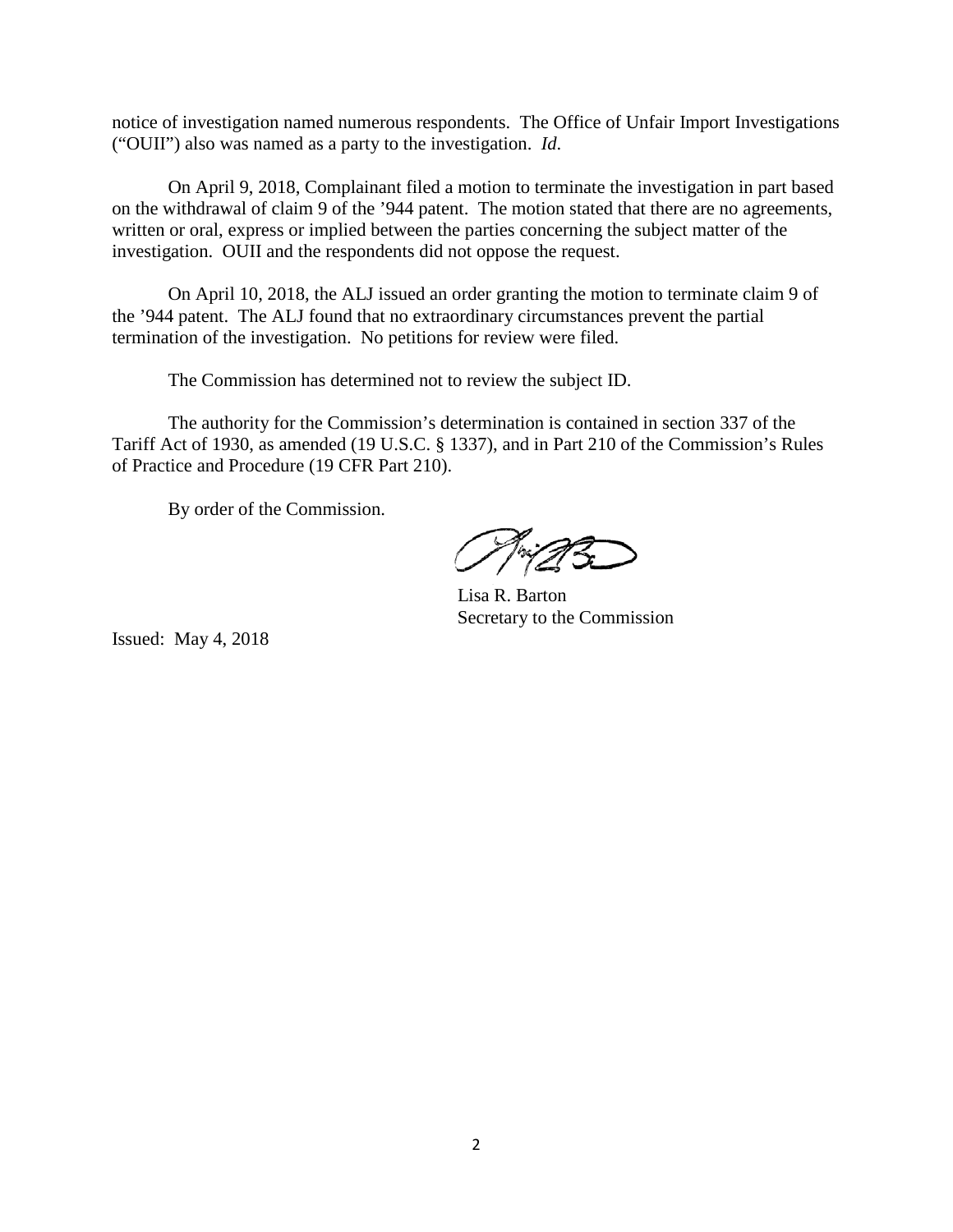notice of investigation named numerous respondents. The Office of Unfair Import Investigations ("OUII") also was named as a party to the investigation. *Id*.

On April 9, 2018, Complainant filed a motion to terminate the investigation in part based on the withdrawal of claim 9 of the '944 patent. The motion stated that there are no agreements, written or oral, express or implied between the parties concerning the subject matter of the investigation. OUII and the respondents did not oppose the request.

On April 10, 2018, the ALJ issued an order granting the motion to terminate claim 9 of the '944 patent. The ALJ found that no extraordinary circumstances prevent the partial termination of the investigation. No petitions for review were filed.

The Commission has determined not to review the subject ID.

The authority for the Commission's determination is contained in section 337 of the Tariff Act of 1930, as amended (19 U.S.C. § 1337), and in Part 210 of the Commission's Rules of Practice and Procedure (19 CFR Part 210).

By order of the Commission.

Lisa R. Barton
Secretary to the Commission

Issued: May 4, 2018